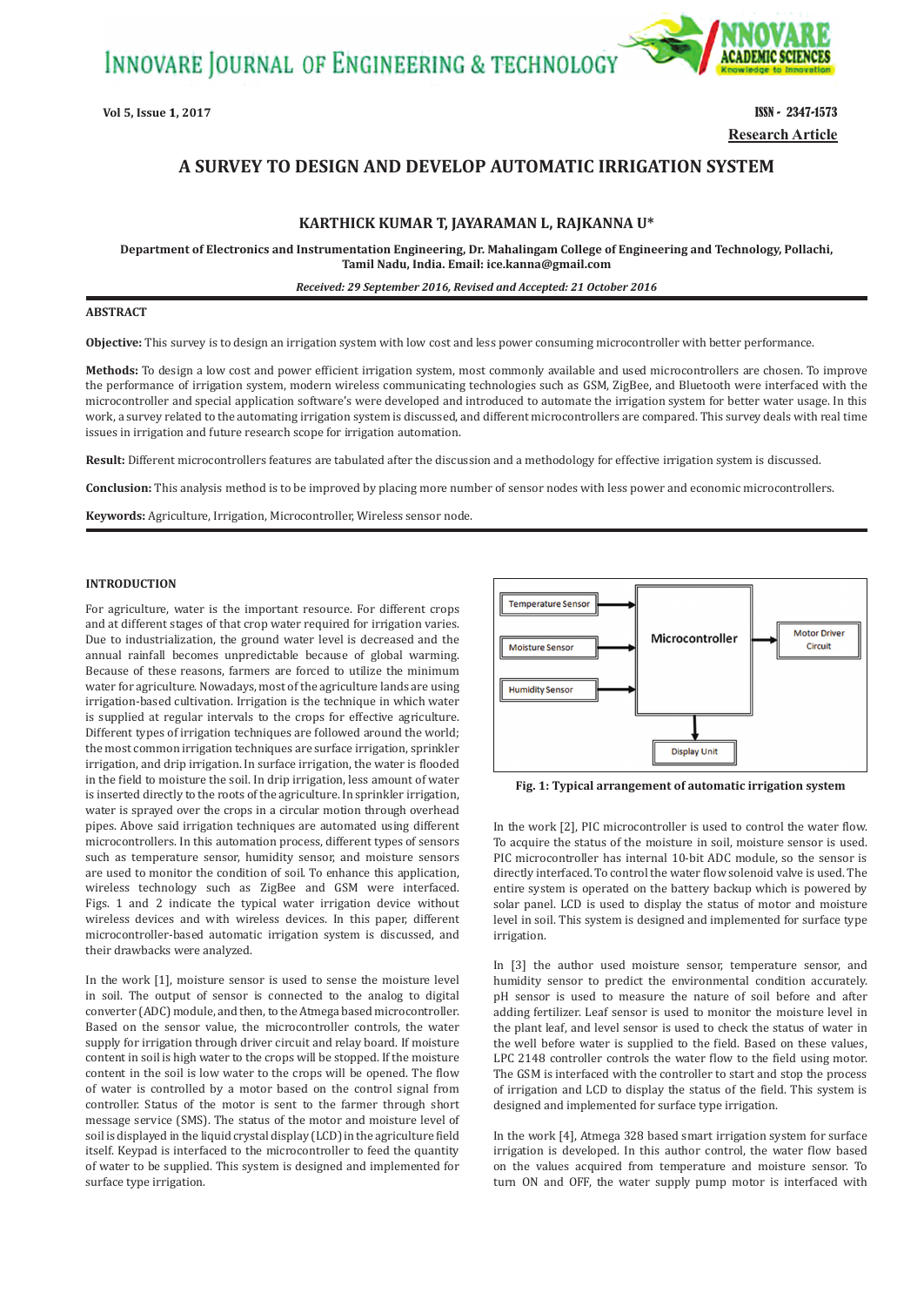# A SURVEY TO DESIGN AND DEVELOP AUTOMATIC IRRIGATION SYSTEM

**KARTHICK KUMAR T, JAYARAMAN L, RAJKANNA U***

**Department of Electronics and Instrumentation Engineering, Dr. Mahalingam College of Engineering and Technology, Pollachi, Tamil Nadu, India. Email: ice.kanna@gmail.com**

***Received: 29 September 2016, Revised and Accepted: 21 October 2016***

**Research Article**

## ABSTRACT

**Objective:** This survey is to design an irrigation system with low cost and less power consuming microcontroller with better performance.

**Methods:** To design a low cost and power efficient irrigation system, most commonly available and used microcontrollers are chosen. To improve the performance of irrigation system, modern wireless communicating technologies such as GSM, ZigBee, and Bluetooth were interfaced with the microcontroller and special application software's were developed and introduced to automate the irrigation system for better water usage. In this work, a survey related to the automating irrigation system is discussed, and different microcontrollers are compared. This survey deals with real time issues in irrigation and future research scope for irrigation automation.

**Result:** Different microcontrollers features are tabulated after the discussion and a methodology for effective irrigation system is discussed.

**Conclusion:** This analysis method is to be improved by placing more number of sensor nodes with less power and economic microcontrollers.

**Keywords:** Agriculture, Irrigation, Microcontroller, Wireless sensor node.

## INTRODUCTION

For agriculture, water is the important resource. For different crops and at different stages of that crop water required for irrigation varies. Due to industrialization, the ground water level is decreased and the annual rainfall becomes unpredictable because of global warming. Because of these reasons, farmers are forced to utilize the minimum water for agriculture. Nowadays, most of the agriculture lands are using irrigation-based cultivation. Irrigation is the technique in which water is supplied at regular intervals to the crops for effective agriculture. Different types of irrigation techniques are followed around the world; the most common irrigation techniques are surface irrigation, sprinkler irrigation, and drip irrigation. In surface irrigation, the water is flooded in the field to moisture the soil. In drip irrigation, less amount of water is inserted directly to the roots of the agriculture. In sprinkler irrigation, water is sprayed over the crops in a circular motion through overhead pipes. Above said irrigation techniques are automated using different microcontrollers. In this automation process, different types of sensors such as temperature sensor, humidity sensor, and moisture sensors are used to monitor the condition of soil. To enhance this application, wireless technology such as ZigBee and GSM were interfaced. Figs. 1 and 2 indicate the typical water irrigation device without wireless devices and with wireless devices. In this paper, different microcontroller-based automatic irrigation system is discussed, and their drawbacks were analyzed.

In the work [1], moisture sensor is used to sense the moisture level in soil. The output of sensor is connected to the analog to digital converter (ADC) module, and then, to the Atmega based microcontroller. Based on the sensor value, the microcontroller controls, the water supply for irrigation through driver circuit and relay board. If moisture content in soil is high water to the crops will be stopped. If the moisture content in the soil is low water to the crops will be opened. The flow of water is controlled by a motor based on the control signal from controller. Status of the motor is sent to the farmer through short message service (SMS). The status of the motor and moisture level of soil is displayed in the liquid crystal display (LCD) in the agriculture field itself. Keypad is interfaced to the microcontroller to feed the quantity of water to be supplied. This system is designed and implemented for surface type irrigation.

Temperature Sensor → Microcontroller
Moisture Sensor → Microcontroller
Humidity Sensor → Microcontroller
Microcontroller → Motor Driver Circuit
Microcontroller → Display Unit

**Fig. 1: Typical arrangement of automatic irrigation system**

In the work [2], PIC microcontroller is used to control the water flow. To acquire the status of the moisture in soil, moisture sensor is used. PIC microcontroller has internal 10-bit ADC module, so the sensor is directly interfaced. To control the water flow solenoid valve is used. The entire system is operated on the battery backup which is powered by solar panel. LCD is used to display the status of motor and moisture level in soil. This system is designed and implemented for surface type irrigation.

In [3] the author used moisture sensor, temperature sensor, and humidity sensor to predict the environmental condition accurately. pH sensor is used to measure the nature of soil before and after adding fertilizer. Leaf sensor is used to monitor the moisture level in the plant leaf, and level sensor is used to check the status of water in the well before water is supplied to the field. Based on these values, LPC 2148 controller controls the water flow to the field using motor. The GSM is interfaced with the controller to start and stop the process of irrigation and LCD to display the status of the field. This system is designed and implemented for surface type irrigation.

In the work [4], Atmega 328 based smart irrigation system for surface irrigation is developed. In this author control, the water flow based on the values acquired from temperature and moisture sensor. To turn ON and OFF, the water supply pump motor is interfaced with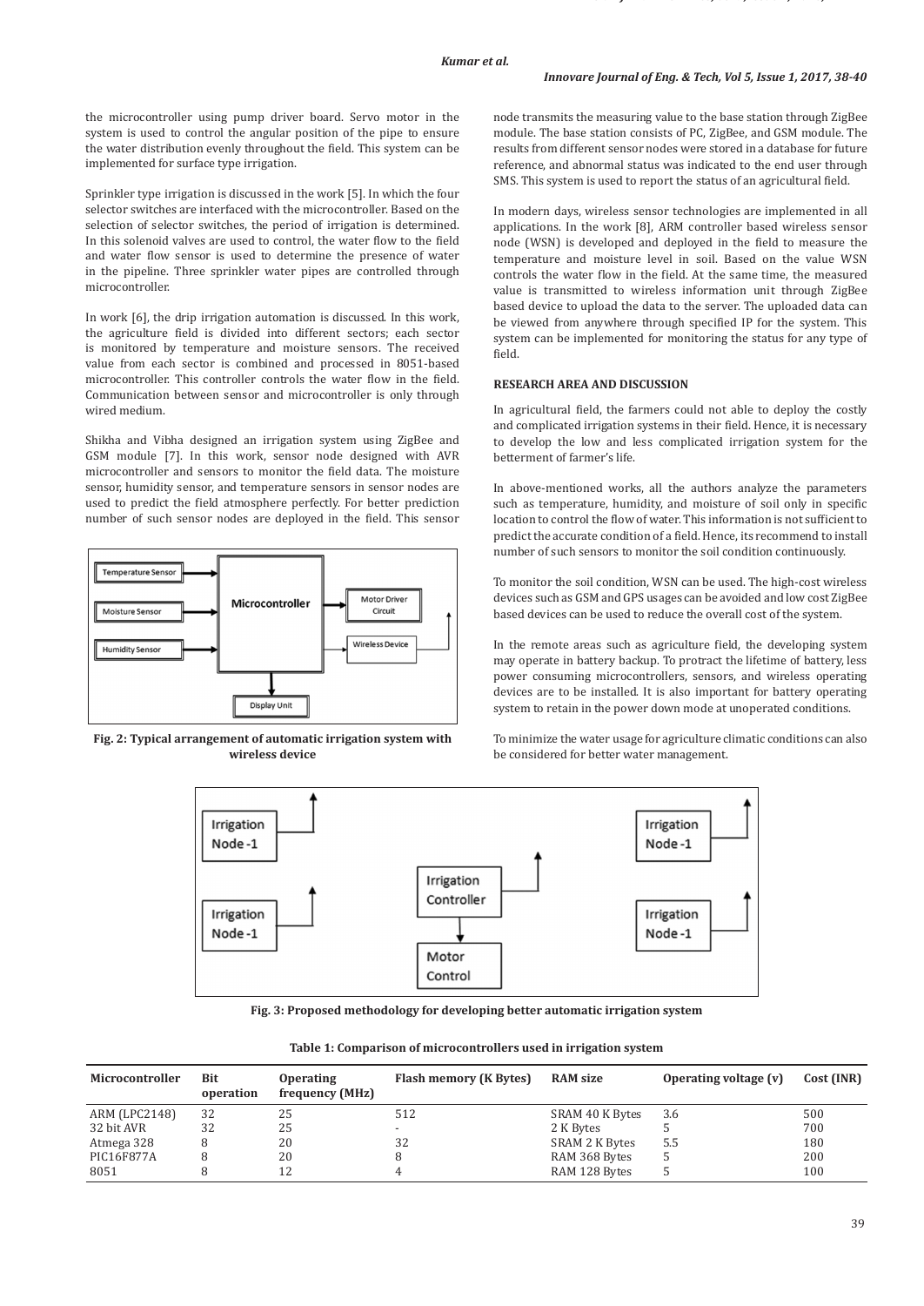the microcontroller using pump driver board. Servo motor in the system is used to control the angular position of the pipe to ensure the water distribution evenly throughout the field. This system can be implemented for surface type irrigation.

Sprinkler type irrigation is discussed in the work [5]. In which the four selector switches are interfaced with the microcontroller. Based on the selection of selector switches, the period of irrigation is determined. In this solenoid valves are used to control, the water flow to the field and water flow sensor is used to determine the presence of water in the pipeline. Three sprinkler water pipes are controlled through microcontroller.

In work [6], the drip irrigation automation is discussed. In this work, the agriculture field is divided into different sectors; each sector is monitored by temperature and moisture sensors. The received value from each sector is combined and processed in 8051-based microcontroller. This controller controls the water flow in the field. Communication between sensor and microcontroller is only through wired medium.

Shikha and Vibha designed an irrigation system using ZigBee and GSM module [7]. In this work, sensor node designed with AVR microcontroller and sensors to monitor the field data. The moisture sensor, humidity sensor, and temperature sensors in sensor nodes are used to predict the field atmosphere perfectly. For better prediction number of such sensor nodes are deployed in the field. This sensor

**Fig. 2: Typical arrangement of automatic irrigation system with wireless device**

node transmits the measuring value to the base station through ZigBee module. The base station consists of PC, ZigBee, and GSM module. The results from different sensor nodes were stored in a database for future reference, and abnormal status was indicated to the end user through SMS. This system is used to report the status of an agricultural field.

In modern days, wireless sensor technologies are implemented in all applications. In the work [8], ARM controller based wireless sensor node (WSN) is developed and deployed in the field to measure the temperature and moisture level in soil. Based on the value WSN controls the water flow in the field. At the same time, the measured value is transmitted to wireless information unit through ZigBee based device to upload the data to the server. The uploaded data can be viewed from anywhere through specified IP for the system. This system can be implemented for monitoring the status for any type of field.

## RESEARCH AREA AND DISCUSSION

In agricultural field, the farmers could not able to deploy the costly and complicated irrigation systems in their field. Hence, it is necessary to develop the low and less complicated irrigation system for the betterment of farmer's life.

In above-mentioned works, all the authors analyze the parameters such as temperature, humidity, and moisture of soil only in specific location to control the flow of water. This information is not sufficient to predict the accurate condition of a field. Hence, its recommend to install number of such sensors to monitor the soil condition continuously.

To monitor the soil condition, WSN can be used. The high-cost wireless devices such as GSM and GPS usages can be avoided and low cost ZigBee based devices can be used to reduce the overall cost of the system.

In the remote areas such as agriculture field, the developing system may operate in battery backup. To protract the lifetime of battery, less power consuming microcontrollers, sensors, and wireless operating devices are to be installed. It is also important for battery operating system to retain in the power down mode at unoperated conditions.

To minimize the water usage for agriculture climatic conditions can also be considered for better water management.

**Fig. 3: Proposed methodology for developing better automatic irrigation system**

**Table 1: Comparison of microcontrollers used in irrigation system**

| Microcontroller | Bit operation | Operating frequency (MHz) | Flash memory (K Bytes) | RAM size | Operating voltage (v) | Cost (INR) |
|---|---|---|---|---|---|---|
| ARM (LPC2148) | 32 | 25 | 512 | SRAM 40 K Bytes | 3.6 | 500 |
| 32 bit AVR | 32 | 25 | - | 2 K Bytes | 5 | 700 |
| Atmega 328 | 8 | 20 | 32 | SRAM 2 K Bytes | 5.5 | 180 |
| PIC16F877A | 8 | 20 | 8 | RAM 368 Bytes | 5 | 200 |
| 8051 | 8 | 12 | 4 | RAM 128 Bytes | 5 | 100 |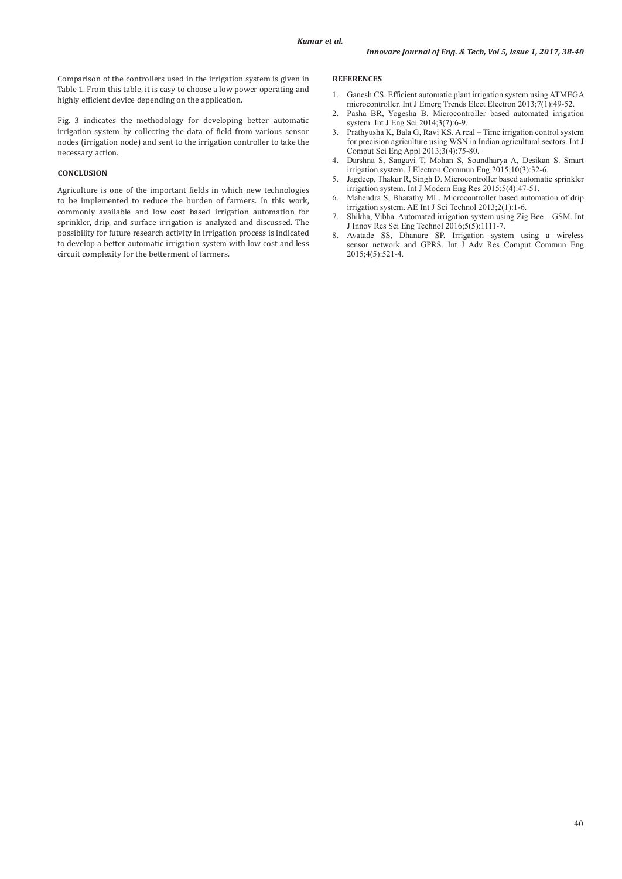Comparison of the controllers used in the irrigation system is given in Table 1. From this table, it is easy to choose a low power operating and highly efficient device depending on the application.

Fig. 3 indicates the methodology for developing better automatic irrigation system by collecting the data of field from various sensor nodes (irrigation node) and sent to the irrigation controller to take the necessary action.

## CONCLUSION

Agriculture is one of the important fields in which new technologies to be implemented to reduce the burden of farmers. In this work, commonly available and low cost based irrigation automation for sprinkler, drip, and surface irrigation is analyzed and discussed. The possibility for future research activity in irrigation process is indicated to develop a better automatic irrigation system with low cost and less circuit complexity for the betterment of farmers.

## REFERENCES

1. Ganesh CS. Efficient automatic plant irrigation system using ATMEGA microcontroller. Int J Emerg Trends Elect Electron 2013;7(1):49-52.
2. Pasha BR, Yogesha B. Microcontroller based automated irrigation system. Int J Eng Sci 2014;3(7):6-9.
3. Prathyusha K, Bala G, Ravi KS. A real – Time irrigation control system for precision agriculture using WSN in Indian agricultural sectors. Int J Comput Sci Eng Appl 2013;3(4):75-80.
4. Darshna S, Sangavi T, Mohan S, Soundharya A, Desikan S. Smart irrigation system. J Electron Commun Eng 2015;10(3):32-6.
5. Jagdeep, Thakur R, Singh D. Microcontroller based automatic sprinkler irrigation system. Int J Modern Eng Res 2015;5(4):47-51.
6. Mahendra S, Bharathy ML. Microcontroller based automation of drip irrigation system. AE Int J Sci Technol 2013;2(1):1-6.
7. Shikha, Vibha. Automated irrigation system using Zig Bee – GSM. Int J Innov Res Sci Eng Technol 2016;5(5):1111-7.
8. Avatade SS, Dhanure SP. Irrigation system using a wireless sensor network and GPRS. Int J Adv Res Comput Commun Eng 2015;4(5):521-4.